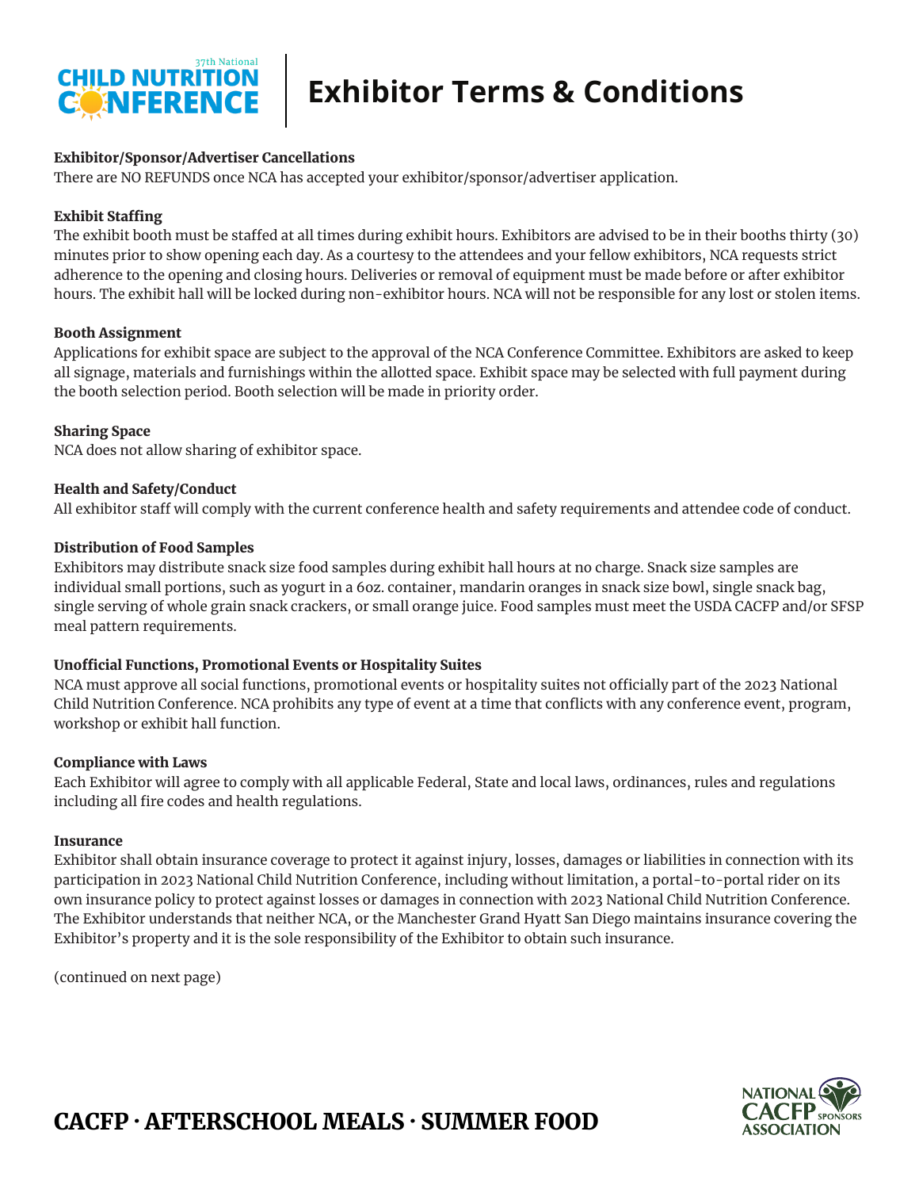37th National CHILD NUTRITION CONFERENCE

# Exhibitor Terms & Conditions

**Exhibitor/Sponsor/Advertiser Cancellations**
There are NO REFUNDS once NCA has accepted your exhibitor/sponsor/advertiser application.

**Exhibit Staffing**
The exhibit booth must be staffed at all times during exhibit hours. Exhibitors are advised to be in their booths thirty (30) minutes prior to show opening each day. As a courtesy to the attendees and your fellow exhibitors, NCA requests strict adherence to the opening and closing hours. Deliveries or removal of equipment must be made before or after exhibitor hours. The exhibit hall will be locked during non-exhibitor hours. NCA will not be responsible for any lost or stolen items.

**Booth Assignment**
Applications for exhibit space are subject to the approval of the NCA Conference Committee. Exhibitors are asked to keep all signage, materials and furnishings within the allotted space. Exhibit space may be selected with full payment during the booth selection period. Booth selection will be made in priority order.

**Sharing Space**
NCA does not allow sharing of exhibitor space.

**Health and Safety/Conduct**
All exhibitor staff will comply with the current conference health and safety requirements and attendee code of conduct.

**Distribution of Food Samples**
Exhibitors may distribute snack size food samples during exhibit hall hours at no charge. Snack size samples are individual small portions, such as yogurt in a 6oz. container, mandarin oranges in snack size bowl, single snack bag, single serving of whole grain snack crackers, or small orange juice. Food samples must meet the USDA CACFP and/or SFSP meal pattern requirements.

**Unofficial Functions, Promotional Events or Hospitality Suites**
NCA must approve all social functions, promotional events or hospitality suites not officially part of the 2023 National Child Nutrition Conference. NCA prohibits any type of event at a time that conflicts with any conference event, program, workshop or exhibit hall function.

**Compliance with Laws**
Each Exhibitor will agree to comply with all applicable Federal, State and local laws, ordinances, rules and regulations including all fire codes and health regulations.

**Insurance**
Exhibitor shall obtain insurance coverage to protect it against injury, losses, damages or liabilities in connection with its participation in 2023 National Child Nutrition Conference, including without limitation, a portal-to-portal rider on its own insurance policy to protect against losses or damages in connection with 2023 National Child Nutrition Conference. The Exhibitor understands that neither NCA, or the Manchester Grand Hyatt San Diego maintains insurance covering the Exhibitor's property and it is the sole responsibility of the Exhibitor to obtain such insurance.

(continued on next page)

**CACFP · AFTERSCHOOL MEALS · SUMMER FOOD**

NATIONAL CACFP SPONSORS ASSOCIATION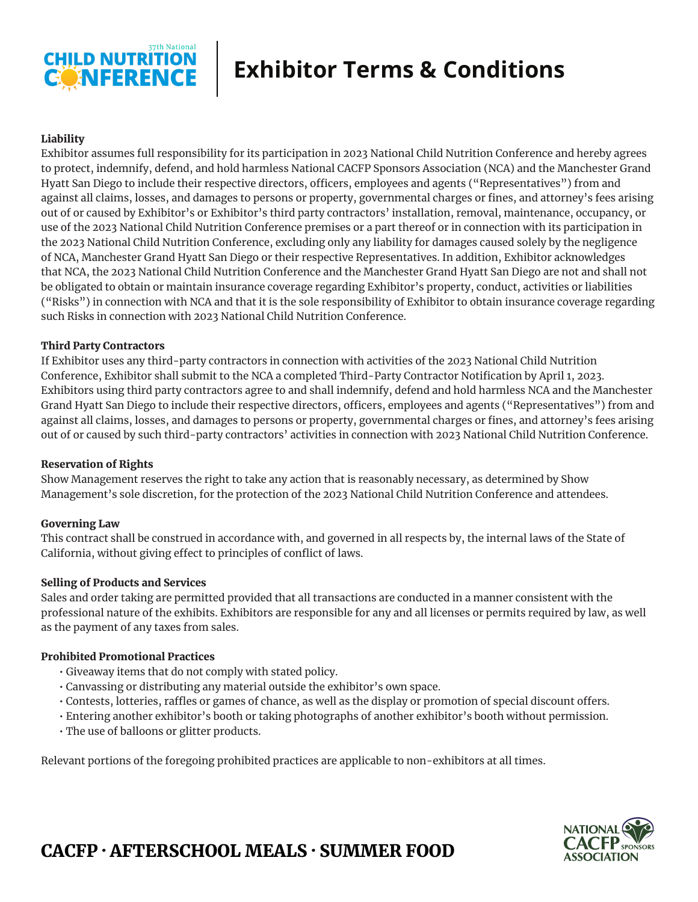# Exhibitor Terms & Conditions

**Liability**

Exhibitor assumes full responsibility for its participation in 2023 National Child Nutrition Conference and hereby agrees to protect, indemnify, defend, and hold harmless National CACFP Sponsors Association (NCA) and the Manchester Grand Hyatt San Diego to include their respective directors, officers, employees and agents ("Representatives") from and against all claims, losses, and damages to persons or property, governmental charges or fines, and attorney's fees arising out of or caused by Exhibitor's or Exhibitor's third party contractors' installation, removal, maintenance, occupancy, or use of the 2023 National Child Nutrition Conference premises or a part thereof or in connection with its participation in the 2023 National Child Nutrition Conference, excluding only any liability for damages caused solely by the negligence of NCA, Manchester Grand Hyatt San Diego or their respective Representatives. In addition, Exhibitor acknowledges that NCA, the 2023 National Child Nutrition Conference and the Manchester Grand Hyatt San Diego are not and shall not be obligated to obtain or maintain insurance coverage regarding Exhibitor's property, conduct, activities or liabilities ("Risks") in connection with NCA and that it is the sole responsibility of Exhibitor to obtain insurance coverage regarding such Risks in connection with 2023 National Child Nutrition Conference.

**Third Party Contractors**

If Exhibitor uses any third-party contractors in connection with activities of the 2023 National Child Nutrition Conference, Exhibitor shall submit to the NCA a completed Third-Party Contractor Notification by April 1, 2023. Exhibitors using third party contractors agree to and shall indemnify, defend and hold harmless NCA and the Manchester Grand Hyatt San Diego to include their respective directors, officers, employees and agents ("Representatives") from and against all claims, losses, and damages to persons or property, governmental charges or fines, and attorney's fees arising out of or caused by such third-party contractors' activities in connection with 2023 National Child Nutrition Conference.

**Reservation of Rights**

Show Management reserves the right to take any action that is reasonably necessary, as determined by Show Management's sole discretion, for the protection of the 2023 National Child Nutrition Conference and attendees.

**Governing Law**

This contract shall be construed in accordance with, and governed in all respects by, the internal laws of the State of California, without giving effect to principles of conflict of laws.

**Selling of Products and Services**

Sales and order taking are permitted provided that all transactions are conducted in a manner consistent with the professional nature of the exhibits. Exhibitors are responsible for any and all licenses or permits required by law, as well as the payment of any taxes from sales.

**Prohibited Promotional Practices**

- Giveaway items that do not comply with stated policy.
- Canvassing or distributing any material outside the exhibitor's own space.
- Contests, lotteries, raffles or games of chance, as well as the display or promotion of special discount offers.
- Entering another exhibitor's booth or taking photographs of another exhibitor's booth without permission.
- The use of balloons or glitter products.

Relevant portions of the foregoing prohibited practices are applicable to non-exhibitors at all times.

**CACFP · AFTERSCHOOL MEALS · SUMMER FOOD**